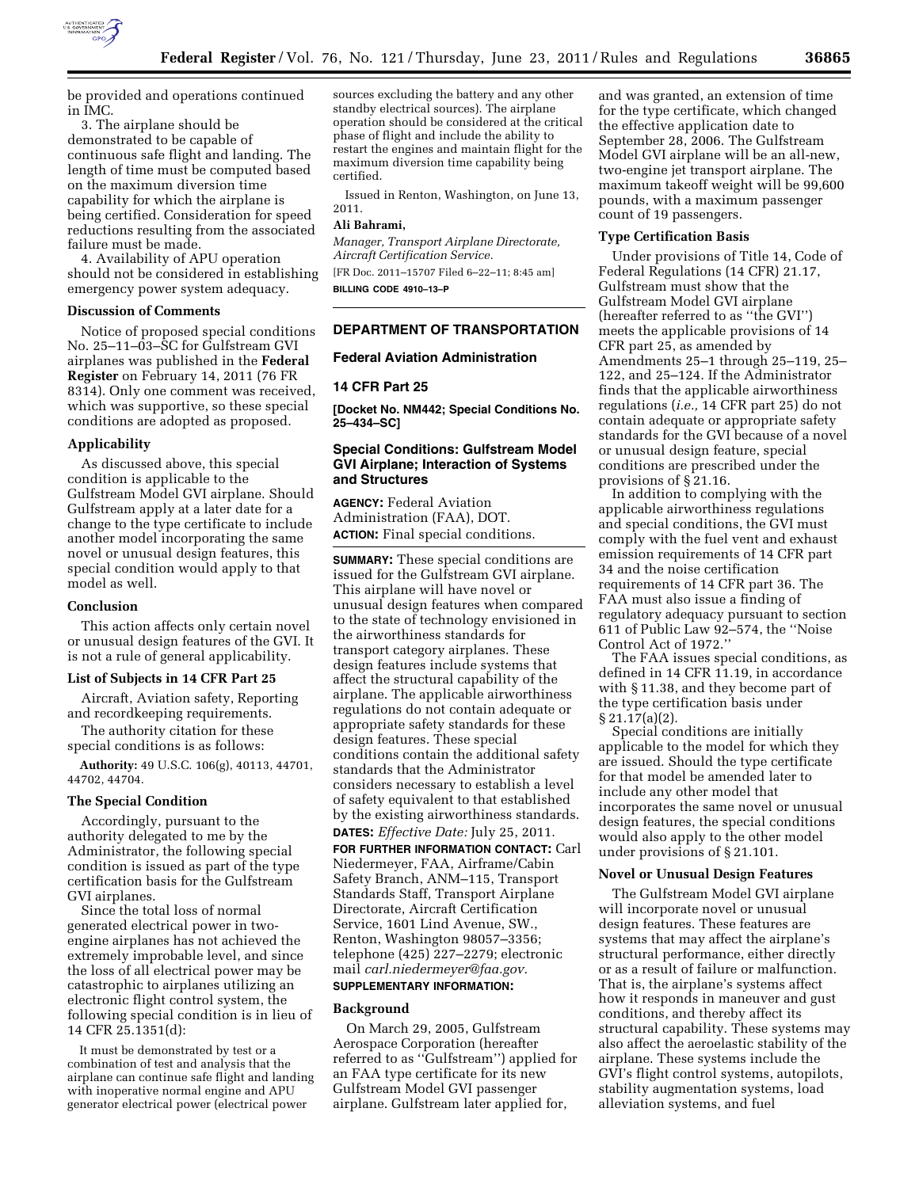be provided and operations continued in IMC.

3. The airplane should be demonstrated to be capable of continuous safe flight and landing. The length of time must be computed based on the maximum diversion time capability for which the airplane is being certified. Consideration for speed reductions resulting from the associated failure must be made.

4. Availability of APU operation should not be considered in establishing emergency power system adequacy.

### Discussion of Comments

Notice of proposed special conditions No. 25–11–03–SC for Gulfstream GVI airplanes was published in the **Federal Register** on February 14, 2011 (76 FR 8314). Only one comment was received, which was supportive, so these special conditions are adopted as proposed.

### Applicability

As discussed above, this special condition is applicable to the Gulfstream Model GVI airplane. Should Gulfstream apply at a later date for a change to the type certificate to include another model incorporating the same novel or unusual design features, this special condition would apply to that model as well.

### Conclusion

This action affects only certain novel or unusual design features of the GVI. It is not a rule of general applicability.

### List of Subjects in 14 CFR Part 25

Aircraft, Aviation safety, Reporting and recordkeeping requirements.

The authority citation for these special conditions is as follows:

**Authority:** 49 U.S.C. 106(g), 40113, 44701, 44702, 44704.

### The Special Condition

Accordingly, pursuant to the authority delegated to me by the Administrator, the following special condition is issued as part of the type certification basis for the Gulfstream GVI airplanes.

Since the total loss of normal generated electrical power in two-engine airplanes has not achieved the extremely improbable level, and since the loss of all electrical power may be catastrophic to airplanes utilizing an electronic flight control system, the following special condition is in lieu of 14 CFR 25.1351(d):

It must be demonstrated by test or a combination of test and analysis that the airplane can continue safe flight and landing with inoperative normal engine and APU generator electrical power (electrical power sources excluding the battery and any other standby electrical sources). The airplane operation should be considered at the critical phase of flight and include the ability to restart the engines and maintain flight for the maximum diversion time capability being certified.

Issued in Renton, Washington, on June 13, 2011.

**Ali Bahrami,**

*Manager, Transport Airplane Directorate, Aircraft Certification Service.*

[FR Doc. 2011–15707 Filed 6–22–11; 8:45 am]

**BILLING CODE 4910–13–P**

---

## DEPARTMENT OF TRANSPORTATION

## Federal Aviation Administration

## 14 CFR Part 25

**[Docket No. NM442; Special Conditions No. 25–434–SC]**

## Special Conditions: Gulfstream Model GVI Airplane; Interaction of Systems and Structures

**AGENCY:** Federal Aviation Administration (FAA), DOT.

**ACTION:** Final special conditions.

**SUMMARY:** These special conditions are issued for the Gulfstream GVI airplane. This airplane will have novel or unusual design features when compared to the state of technology envisioned in the airworthiness standards for transport category airplanes. These design features include systems that affect the structural capability of the airplane. The applicable airworthiness regulations do not contain adequate or appropriate safety standards for these design features. These special conditions contain the additional safety standards that the Administrator considers necessary to establish a level of safety equivalent to that established by the existing airworthiness standards.

**DATES:** *Effective Date:* July 25, 2011.

**FOR FURTHER INFORMATION CONTACT:** Carl Niedermeyer, FAA, Airframe/Cabin Safety Branch, ANM–115, Transport Standards Staff, Transport Airplane Directorate, Aircraft Certification Service, 1601 Lind Avenue, SW., Renton, Washington 98057–3356; telephone (425) 227–2279; electronic mail *carl.niedermeyer@faa.gov.*

**SUPPLEMENTARY INFORMATION:**

### Background

On March 29, 2005, Gulfstream Aerospace Corporation (hereafter referred to as "Gulfstream") applied for an FAA type certificate for its new Gulfstream Model GVI passenger airplane. Gulfstream later applied for, and was granted, an extension of time for the type certificate, which changed the effective application date to September 28, 2006. The Gulfstream Model GVI airplane will be an all-new, two-engine jet transport airplane. The maximum takeoff weight will be 99,600 pounds, with a maximum passenger count of 19 passengers.

### Type Certification Basis

Under provisions of Title 14, Code of Federal Regulations (14 CFR) 21.17, Gulfstream must show that the Gulfstream Model GVI airplane (hereafter referred to as "the GVI") meets the applicable provisions of 14 CFR part 25, as amended by Amendments 25–1 through 25–119, 25–122, and 25–124. If the Administrator finds that the applicable airworthiness regulations (*i.e.,* 14 CFR part 25) do not contain adequate or appropriate safety standards for the GVI because of a novel or unusual design feature, special conditions are prescribed under the provisions of § 21.16.

In addition to complying with the applicable airworthiness regulations and special conditions, the GVI must comply with the fuel vent and exhaust emission requirements of 14 CFR part 34 and the noise certification requirements of 14 CFR part 36. The FAA must also issue a finding of regulatory adequacy pursuant to section 611 of Public Law 92–574, the "Noise Control Act of 1972."

The FAA issues special conditions, as defined in 14 CFR 11.19, in accordance with § 11.38, and they become part of the type certification basis under § 21.17(a)(2).

Special conditions are initially applicable to the model for which they are issued. Should the type certificate for that model be amended later to include any other model that incorporates the same novel or unusual design features, the special conditions would also apply to the other model under provisions of § 21.101.

### Novel or Unusual Design Features

The Gulfstream Model GVI airplane will incorporate novel or unusual design features. These features are systems that may affect the airplane's structural performance, either directly or as a result of failure or malfunction. That is, the airplane's systems affect how it responds in maneuver and gust conditions, and thereby affect its structural capability. These systems may also affect the aeroelastic stability of the airplane. These systems include the GVI's flight control systems, autopilots, stability augmentation systems, load alleviation systems, and fuel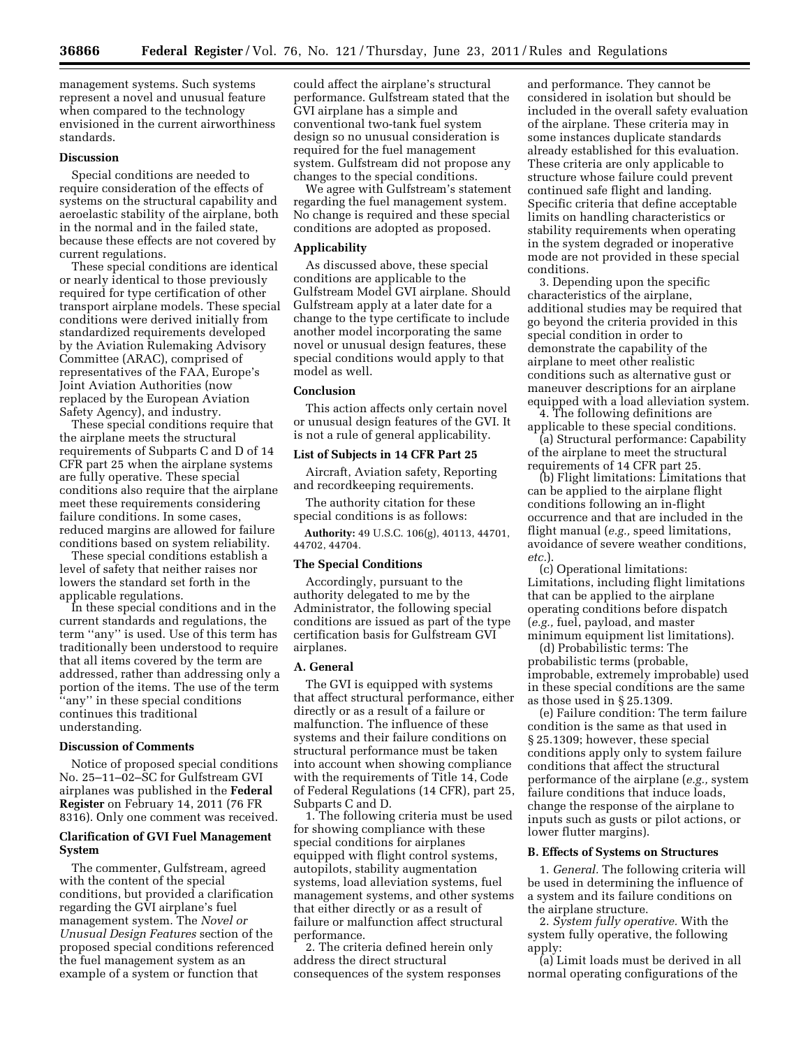management systems. Such systems represent a novel and unusual feature when compared to the technology envisioned in the current airworthiness standards.

## Discussion

Special conditions are needed to require consideration of the effects of systems on the structural capability and aeroelastic stability of the airplane, both in the normal and in the failed state, because these effects are not covered by current regulations.

These special conditions are identical or nearly identical to those previously required for type certification of other transport airplane models. These special conditions were derived initially from standardized requirements developed by the Aviation Rulemaking Advisory Committee (ARAC), comprised of representatives of the FAA, Europe's Joint Aviation Authorities (now replaced by the European Aviation Safety Agency), and industry.

These special conditions require that the airplane meets the structural requirements of Subparts C and D of 14 CFR part 25 when the airplane systems are fully operative. These special conditions also require that the airplane meet these requirements considering failure conditions. In some cases, reduced margins are allowed for failure conditions based on system reliability.

These special conditions establish a level of safety that neither raises nor lowers the standard set forth in the applicable regulations.

In these special conditions and in the current standards and regulations, the term "any" is used. Use of this term has traditionally been understood to require that all items covered by the term are addressed, rather than addressing only a portion of the items. The use of the term "any" in these special conditions continues this traditional understanding.

## Discussion of Comments

Notice of proposed special conditions No. 25–11–02–SC for Gulfstream GVI airplanes was published in the **Federal Register** on February 14, 2011 (76 FR 8316). Only one comment was received.

## Clarification of GVI Fuel Management System

The commenter, Gulfstream, agreed with the content of the special conditions, but provided a clarification regarding the GVI airplane's fuel management system. The *Novel or Unusual Design Features* section of the proposed special conditions referenced the fuel management system as an example of a system or function that could affect the airplane's structural performance. Gulfstream stated that the GVI airplane has a simple and conventional two-tank fuel system design so no unusual consideration is required for the fuel management system. Gulfstream did not propose any changes to the special conditions.

We agree with Gulfstream's statement regarding the fuel management system. No change is required and these special conditions are adopted as proposed.

## Applicability

As discussed above, these special conditions are applicable to the Gulfstream Model GVI airplane. Should Gulfstream apply at a later date for a change to the type certificate to include another model incorporating the same novel or unusual design features, these special conditions would apply to that model as well.

## Conclusion

This action affects only certain novel or unusual design features of the GVI. It is not a rule of general applicability.

## List of Subjects in 14 CFR Part 25

Aircraft, Aviation safety, Reporting and recordkeeping requirements.

The authority citation for these special conditions is as follows:

**Authority:** 49 U.S.C. 106(g), 40113, 44701, 44702, 44704.

## The Special Conditions

Accordingly, pursuant to the authority delegated to me by the Administrator, the following special conditions are issued as part of the type certification basis for Gulfstream GVI airplanes.

## A. General

The GVI is equipped with systems that affect structural performance, either directly or as a result of a failure or malfunction. The influence of these systems and their failure conditions on structural performance must be taken into account when showing compliance with the requirements of Title 14, Code of Federal Regulations (14 CFR), part 25, Subparts C and D.

1. The following criteria must be used for showing compliance with these special conditions for airplanes equipped with flight control systems, autopilots, stability augmentation systems, load alleviation systems, fuel management systems, and other systems that either directly or as a result of failure or malfunction affect structural performance.

2. The criteria defined herein only address the direct structural consequences of the system responses and performance. They cannot be considered in isolation but should be included in the overall safety evaluation of the airplane. These criteria may in some instances duplicate standards already established for this evaluation. These criteria are only applicable to structure whose failure could prevent continued safe flight and landing. Specific criteria that define acceptable limits on handling characteristics or stability requirements when operating in the system degraded or inoperative mode are not provided in these special conditions.

3. Depending upon the specific characteristics of the airplane, additional studies may be required that go beyond the criteria provided in this special condition in order to demonstrate the capability of the airplane to meet other realistic conditions such as alternative gust or maneuver descriptions for an airplane equipped with a load alleviation system.

4. The following definitions are applicable to these special conditions.

(a) Structural performance: Capability of the airplane to meet the structural requirements of 14 CFR part 25.

(b) Flight limitations: Limitations that can be applied to the airplane flight conditions following an in-flight occurrence and that are included in the flight manual (*e.g.,* speed limitations, avoidance of severe weather conditions, *etc.*).

(c) Operational limitations: Limitations, including flight limitations that can be applied to the airplane operating conditions before dispatch (*e.g.,* fuel, payload, and master minimum equipment list limitations).

(d) Probabilistic terms: The probabilistic terms (probable, improbable, extremely improbable) used in these special conditions are the same as those used in § 25.1309.

(e) Failure condition: The term failure condition is the same as that used in § 25.1309; however, these special conditions apply only to system failure conditions that affect the structural performance of the airplane (*e.g.,* system failure conditions that induce loads, change the response of the airplane to inputs such as gusts or pilot actions, or lower flutter margins).

## B. Effects of Systems on Structures

1. *General.* The following criteria will be used in determining the influence of a system and its failure conditions on the airplane structure.

2. *System fully operative.* With the system fully operative, the following apply:

(a) Limit loads must be derived in all normal operating configurations of the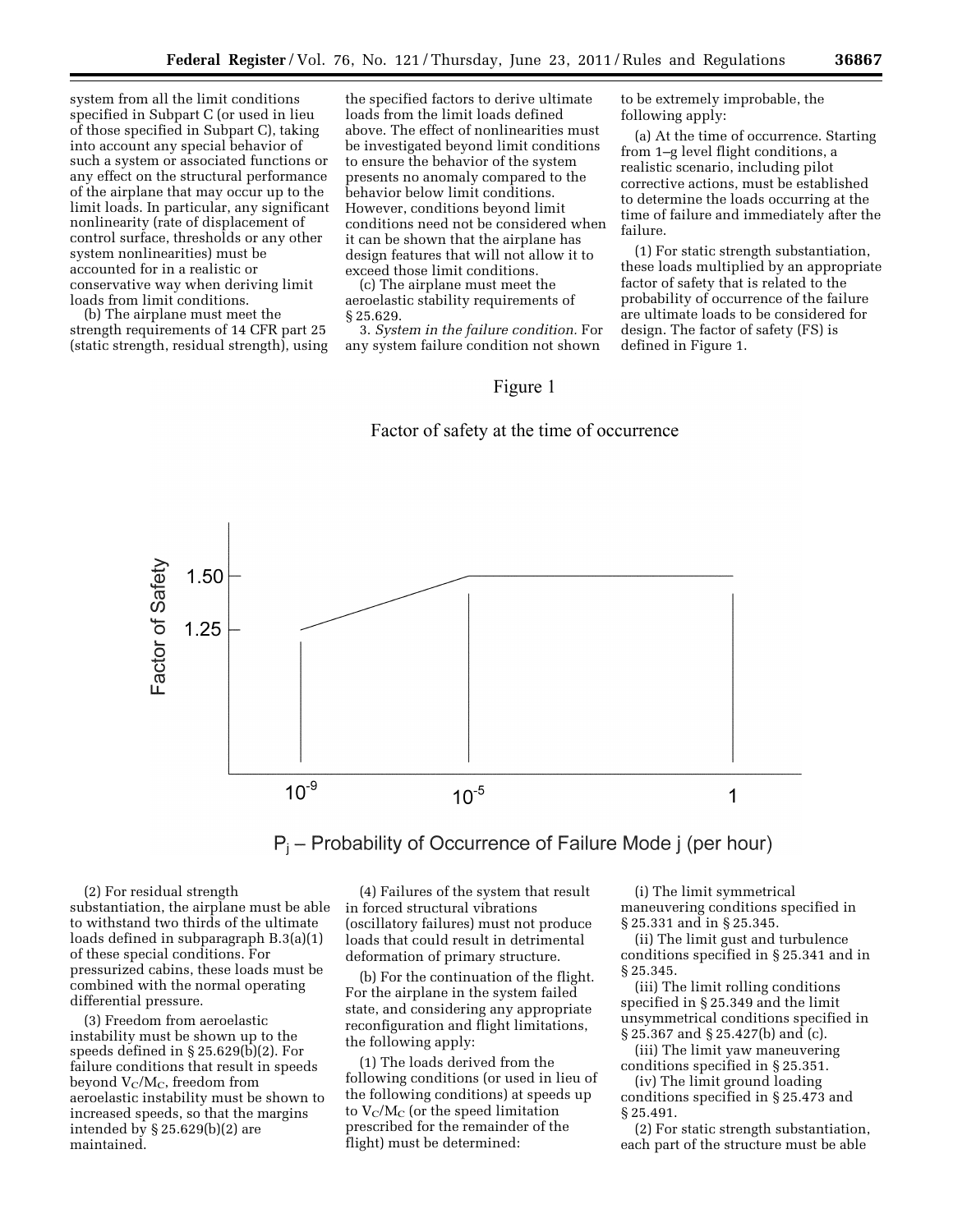system from all the limit conditions specified in Subpart C (or used in lieu of those specified in Subpart C), taking into account any special behavior of such a system or associated functions or any effect on the structural performance of the airplane that may occur up to the limit loads. In particular, any significant nonlinearity (rate of displacement of control surface, thresholds or any other system nonlinearities) must be accounted for in a realistic or conservative way when deriving limit loads from limit conditions.

(b) The airplane must meet the strength requirements of 14 CFR part 25 (static strength, residual strength), using the specified factors to derive ultimate loads from the limit loads defined above. The effect of nonlinearities must be investigated beyond limit conditions to ensure the behavior of the system presents no anomaly compared to the behavior below limit conditions. However, conditions beyond limit conditions need not be considered when it can be shown that the airplane has design features that will not allow it to exceed those limit conditions.

(c) The airplane must meet the aeroelastic stability requirements of § 25.629.

3. *System in the failure condition.* For any system failure condition not shown to be extremely improbable, the following apply:

(a) At the time of occurrence. Starting from 1–g level flight conditions, a realistic scenario, including pilot corrective actions, must be established to determine the loads occurring at the time of failure and immediately after the failure.

(1) For static strength substantiation, these loads multiplied by an appropriate factor of safety that is related to the probability of occurrence of the failure are ultimate loads to be considered for design. The factor of safety (FS) is defined in Figure 1.

Figure 1

Factor of safety at the time of occurrence

Factor of Safety: 1.50, 1.25

$10^{-9}$ $10^{-5}$ 1

$P_j$ – Probability of Occurrence of Failure Mode j (per hour)

(2) For residual strength substantiation, the airplane must be able to withstand two thirds of the ultimate loads defined in subparagraph B.3(a)(1) of these special conditions. For pressurized cabins, these loads must be combined with the normal operating differential pressure.

(3) Freedom from aeroelastic instability must be shown up to the speeds defined in § 25.629(b)(2). For failure conditions that result in speeds beyond $V_C/M_C$, freedom from aeroelastic instability must be shown to increased speeds, so that the margins intended by § 25.629(b)(2) are maintained.

(4) Failures of the system that result in forced structural vibrations (oscillatory failures) must not produce loads that could result in detrimental deformation of primary structure.

(b) For the continuation of the flight. For the airplane in the system failed state, and considering any appropriate reconfiguration and flight limitations, the following apply:

(1) The loads derived from the following conditions (or used in lieu of the following conditions) at speeds up to $V_C/M_C$ (or the speed limitation prescribed for the remainder of the flight) must be determined:

(i) The limit symmetrical maneuvering conditions specified in § 25.331 and in § 25.345.

(ii) The limit gust and turbulence conditions specified in § 25.341 and in § 25.345.

(iii) The limit rolling conditions specified in § 25.349 and the limit unsymmetrical conditions specified in § 25.367 and § 25.427(b) and (c).

(iii) The limit yaw maneuvering conditions specified in § 25.351.

(iv) The limit ground loading conditions specified in § 25.473 and § 25.491.

(2) For static strength substantiation, each part of the structure must be able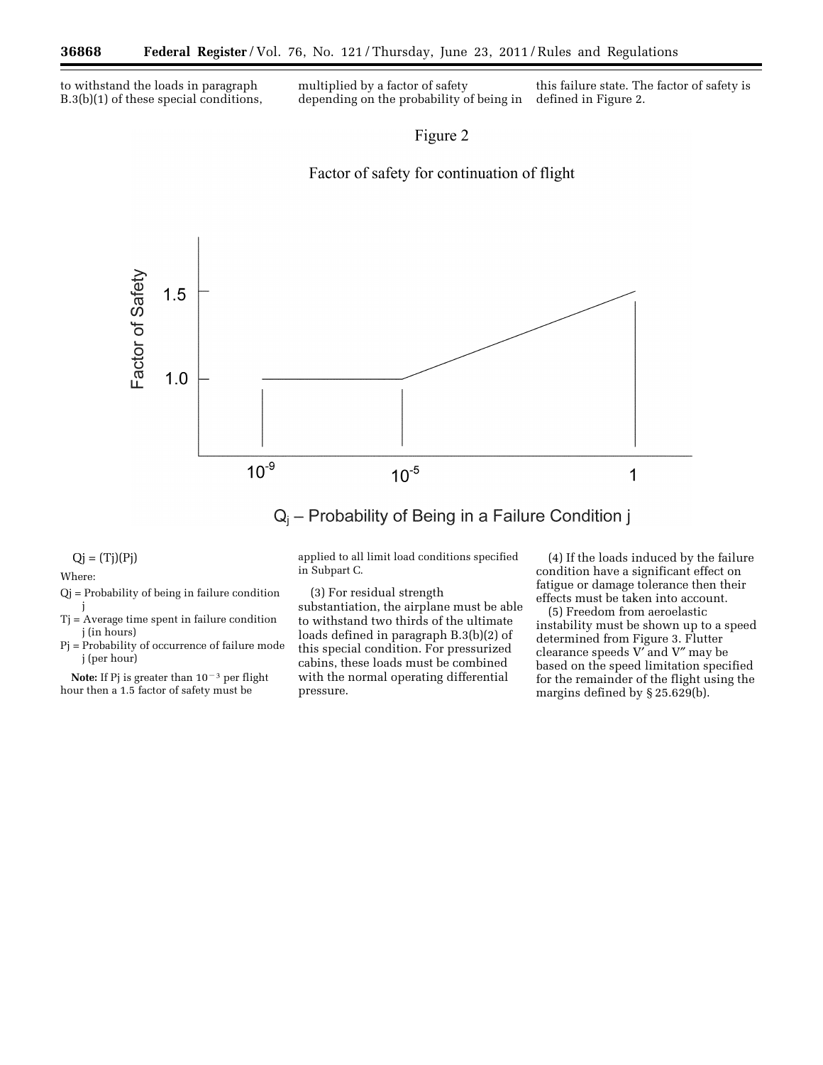to withstand the loads in paragraph B.3(b)(1) of these special conditions, multiplied by a factor of safety depending on the probability of being in this failure state. The factor of safety is defined in Figure 2.

Figure 2

Factor of safety for continuation of flight

$Q_j = (T_j)(P_j)$

Where:

- $Q_j$ = Probability of being in failure condition j
- $T_j$ = Average time spent in failure condition j (in hours)
- $P_j$ = Probability of occurrence of failure mode j (per hour)

**Note:** If $P_j$ is greater than $10^{-3}$ per flight hour then a 1.5 factor of safety must be applied to all limit load conditions specified in Subpart C.

(3) For residual strength substantiation, the airplane must be able to withstand two thirds of the ultimate loads defined in paragraph B.3(b)(2) of this special condition. For pressurized cabins, these loads must be combined with the normal operating differential pressure.

(4) If the loads induced by the failure condition have a significant effect on fatigue or damage tolerance then their effects must be taken into account.

(5) Freedom from aeroelastic instability must be shown up to a speed determined from Figure 3. Flutter clearance speeds V′ and V″ may be based on the speed limitation specified for the remainder of the flight using the margins defined by § 25.629(b).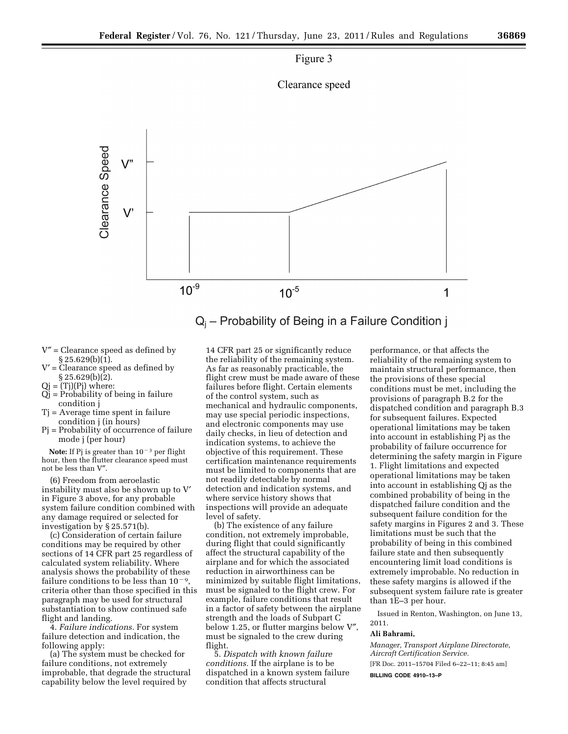Figure 3

Clearance speed

Clearance Speed

V”

V’

$10^{-9}$

$10^{-5}$

1

$Q_j$ – Probability of Being in a Failure Condition j

V″ = Clearance speed as defined by § 25.629(b)(1).

V′ = Clearance speed as defined by § 25.629(b)(2).

Qj = (Tj)(Pj) where:

Qj = Probability of being in failure condition j

Tj = Average time spent in failure condition j (in hours)

Pj = Probability of occurrence of failure mode j (per hour)

**Note:** If Pj is greater than $10^{-3}$ per flight hour, then the flutter clearance speed must not be less than V″.

(6) Freedom from aeroelastic instability must also be shown up to V′ in Figure 3 above, for any probable system failure condition combined with any damage required or selected for investigation by § 25.571(b).

(c) Consideration of certain failure conditions may be required by other sections of 14 CFR part 25 regardless of calculated system reliability. Where analysis shows the probability of these failure conditions to be less than $10^{-9}$, criteria other than those specified in this paragraph may be used for structural substantiation to show continued safe flight and landing.

4. *Failure indications.* For system failure detection and indication, the following apply:

(a) The system must be checked for failure conditions, not extremely improbable, that degrade the structural capability below the level required by 14 CFR part 25 or significantly reduce the reliability of the remaining system. As far as reasonably practicable, the flight crew must be made aware of these failures before flight. Certain elements of the control system, such as mechanical and hydraulic components, may use special periodic inspections, and electronic components may use daily checks, in lieu of detection and indication systems, to achieve the objective of this requirement. These certification maintenance requirements must be limited to components that are not readily detectable by normal detection and indication systems, and where service history shows that inspections will provide an adequate level of safety.

(b) The existence of any failure condition, not extremely improbable, during flight that could significantly affect the structural capability of the airplane and for which the associated reduction in airworthiness can be minimized by suitable flight limitations, must be signaled to the flight crew. For example, failure conditions that result in a factor of safety between the airplane strength and the loads of Subpart C below 1.25, or flutter margins below V″, must be signaled to the crew during flight.

5. *Dispatch with known failure conditions.* If the airplane is to be dispatched in a known system failure condition that affects structural performance, or that affects the reliability of the remaining system to maintain structural performance, then the provisions of these special conditions must be met, including the provisions of paragraph B.2 for the dispatched condition and paragraph B.3 for subsequent failures. Expected operational limitations may be taken into account in establishing Pj as the probability of failure occurrence for determining the safety margin in Figure 1. Flight limitations and expected operational limitations may be taken into account in establishing Qj as the combined probability of being in the dispatched failure condition and the subsequent failure condition for the safety margins in Figures 2 and 3. These limitations must be such that the probability of being in this combined failure state and then subsequently encountering limit load conditions is extremely improbable. No reduction in these safety margins is allowed if the subsequent system failure rate is greater than 1E–3 per hour.

Issued in Renton, Washington, on June 13, 2011.

**Ali Bahrami,**

*Manager, Transport Airplane Directorate, Aircraft Certification Service.*

[FR Doc. 2011–15704 Filed 6–22–11; 8:45 am]

**BILLING CODE 4910–13–P**